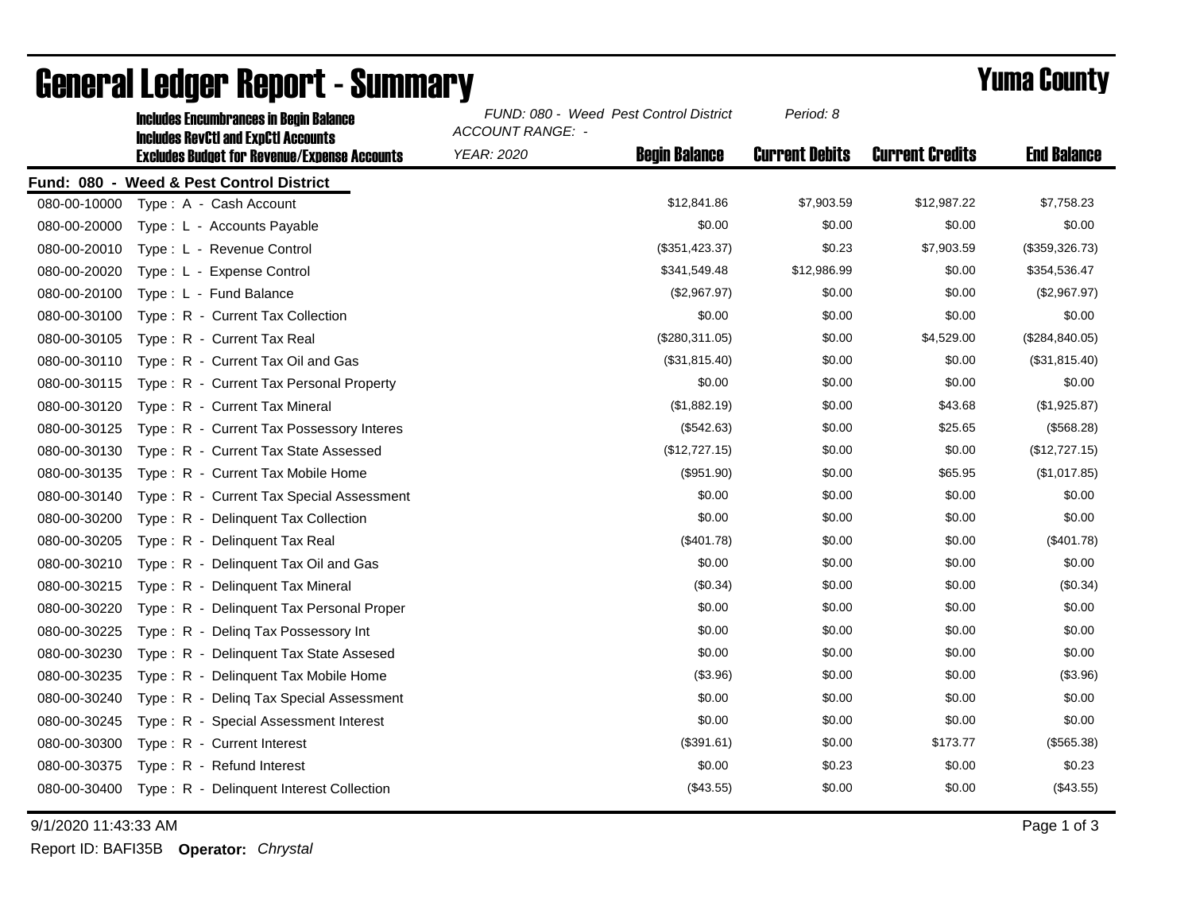# General Ledger Report - Summary

**Yuma County**

**Includes Encumbrances in Begin Balance**
**Includes RevCtl and ExpCtl Accounts**
**Excludes Budget for Revenue/Expense Accounts**

*FUND: 080 - Weed Pest Control District*
*ACCOUNT RANGE: -*
*YEAR: 2020*
*Period: 8*

**Fund: 080 - Weed & Pest Control District**

| Account | Description | Begin Balance | Current Debits | Current Credits | End Balance |
|---|---|---|---|---|---|
| 080-00-10000 | Type : A - Cash Account | $12,841.86 | $7,903.59 | $12,987.22 | $7,758.23 |
| 080-00-20000 | Type : L - Accounts Payable | $0.00 | $0.00 | $0.00 | $0.00 |
| 080-00-20010 | Type : L - Revenue Control | ($351,423.37) | $0.23 | $7,903.59 | ($359,326.73) |
| 080-00-20020 | Type : L - Expense Control | $341,549.48 | $12,986.99 | $0.00 | $354,536.47 |
| 080-00-20100 | Type : L - Fund Balance | ($2,967.97) | $0.00 | $0.00 | ($2,967.97) |
| 080-00-30100 | Type : R - Current Tax Collection | $0.00 | $0.00 | $0.00 | $0.00 |
| 080-00-30105 | Type : R - Current Tax Real | ($280,311.05) | $0.00 | $4,529.00 | ($284,840.05) |
| 080-00-30110 | Type : R - Current Tax Oil and Gas | ($31,815.40) | $0.00 | $0.00 | ($31,815.40) |
| 080-00-30115 | Type : R - Current Tax Personal Property | $0.00 | $0.00 | $0.00 | $0.00 |
| 080-00-30120 | Type : R - Current Tax Mineral | ($1,882.19) | $0.00 | $43.68 | ($1,925.87) |
| 080-00-30125 | Type : R - Current Tax Possessory Interes | ($542.63) | $0.00 | $25.65 | ($568.28) |
| 080-00-30130 | Type : R - Current Tax State Assessed | ($12,727.15) | $0.00 | $0.00 | ($12,727.15) |
| 080-00-30135 | Type : R - Current Tax Mobile Home | ($951.90) | $0.00 | $65.95 | ($1,017.85) |
| 080-00-30140 | Type : R - Current Tax Special Assessment | $0.00 | $0.00 | $0.00 | $0.00 |
| 080-00-30200 | Type : R - Delinquent Tax Collection | $0.00 | $0.00 | $0.00 | $0.00 |
| 080-00-30205 | Type : R - Delinquent Tax Real | ($401.78) | $0.00 | $0.00 | ($401.78) |
| 080-00-30210 | Type : R - Delinquent Tax Oil and Gas | $0.00 | $0.00 | $0.00 | $0.00 |
| 080-00-30215 | Type : R - Delinquent Tax Mineral | ($0.34) | $0.00 | $0.00 | ($0.34) |
| 080-00-30220 | Type : R - Delinquent Tax Personal Proper | $0.00 | $0.00 | $0.00 | $0.00 |
| 080-00-30225 | Type : R - Delinq Tax Possessory Int | $0.00 | $0.00 | $0.00 | $0.00 |
| 080-00-30230 | Type : R - Delinquent Tax State Assesed | $0.00 | $0.00 | $0.00 | $0.00 |
| 080-00-30235 | Type : R - Delinquent Tax Mobile Home | ($3.96) | $0.00 | $0.00 | ($3.96) |
| 080-00-30240 | Type : R - Delinq Tax Special Assessment | $0.00 | $0.00 | $0.00 | $0.00 |
| 080-00-30245 | Type : R - Special Assessment Interest | $0.00 | $0.00 | $0.00 | $0.00 |
| 080-00-30300 | Type : R - Current Interest | ($391.61) | $0.00 | $173.77 | ($565.38) |
| 080-00-30375 | Type : R - Refund Interest | $0.00 | $0.23 | $0.00 | $0.23 |
| 080-00-30400 | Type : R - Delinquent Interest Collection | ($43.55) | $0.00 | $0.00 | ($43.55) |

9/1/2020 11:43:33 AM

Report ID: BAFI35B **Operator:** *Chrystal*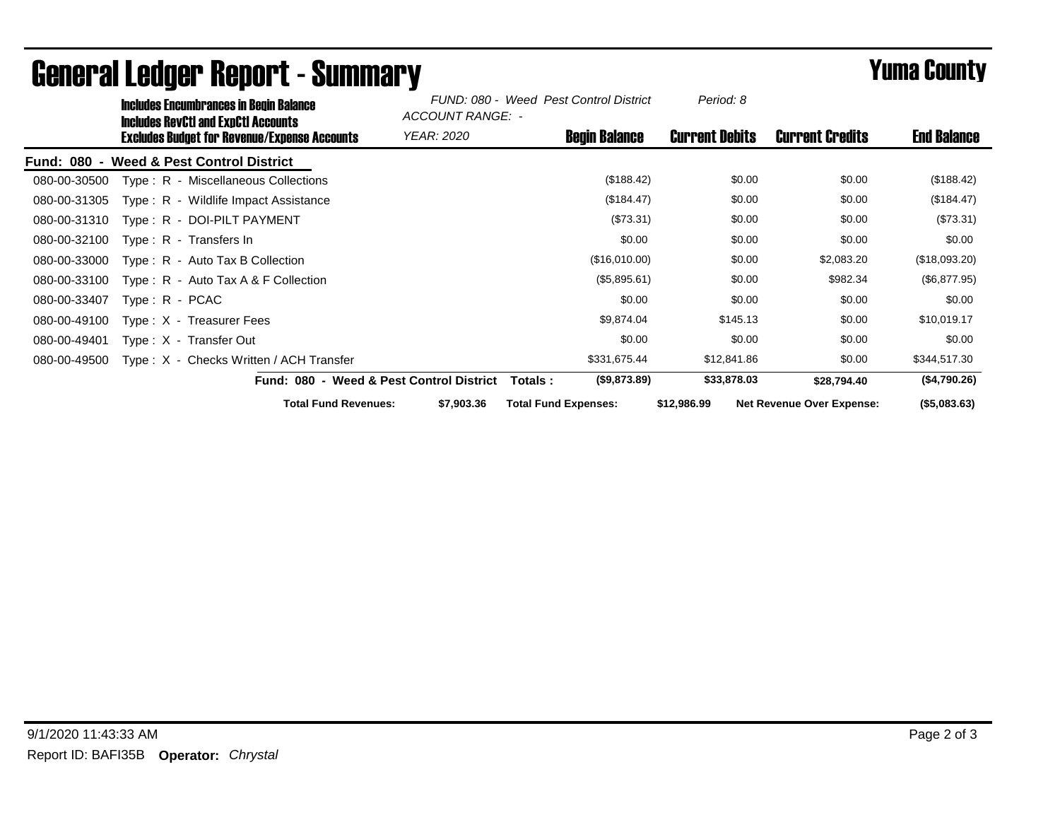# General Ledger Report - Summary

**Yuma County**

**Includes Encumbrances in Begin Balance**
**Includes RevCtl and ExpCtl Accounts**
**Excludes Budget for Revenue/Expense Accounts**

*FUND: 080 - Weed Pest Control District*
*ACCOUNT RANGE: -*
*YEAR: 2020*
*Period: 8*

**Fund: 080 - Weed & Pest Control District**

| Account | Description | Begin Balance | Current Debits | Current Credits | End Balance |
|---|---|---|---|---|---|
| 080-00-30500 | Type : R - Miscellaneous Collections | ($188.42) | $0.00 | $0.00 | ($188.42) |
| 080-00-31305 | Type : R - Wildlife Impact Assistance | ($184.47) | $0.00 | $0.00 | ($184.47) |
| 080-00-31310 | Type : R - DOI-PILT PAYMENT | ($73.31) | $0.00 | $0.00 | ($73.31) |
| 080-00-32100 | Type : R - Transfers In | $0.00 | $0.00 | $0.00 | $0.00 |
| 080-00-33000 | Type : R - Auto Tax B Collection | ($16,010.00) | $0.00 | $2,083.20 | ($18,093.20) |
| 080-00-33100 | Type : R - Auto Tax A & F Collection | ($5,895.61) | $0.00 | $982.34 | ($6,877.95) |
| 080-00-33407 | Type : R - PCAC | $0.00 | $0.00 | $0.00 | $0.00 |
| 080-00-49100 | Type : X - Treasurer Fees | $9,874.04 | $145.13 | $0.00 | $10,019.17 |
| 080-00-49401 | Type : X - Transfer Out | $0.00 | $0.00 | $0.00 | $0.00 |
| 080-00-49500 | Type : X - Checks Written / ACH Transfer | $331,675.44 | $12,841.86 | $0.00 | $344,517.30 |
| | **Fund: 080 - Weed & Pest Control District Totals :** | **($9,873.89)** | **$33,878.03** | **$28,794.40** | **($4,790.26)** |

**Total Fund Revenues:** $7,903.36 **Total Fund Expenses:** $12,986.99 **Net Revenue Over Expense:** ($5,083.63)

9/1/2020 11:43:33 AM

Report ID: BAFI35B **Operator:** *Chrystal*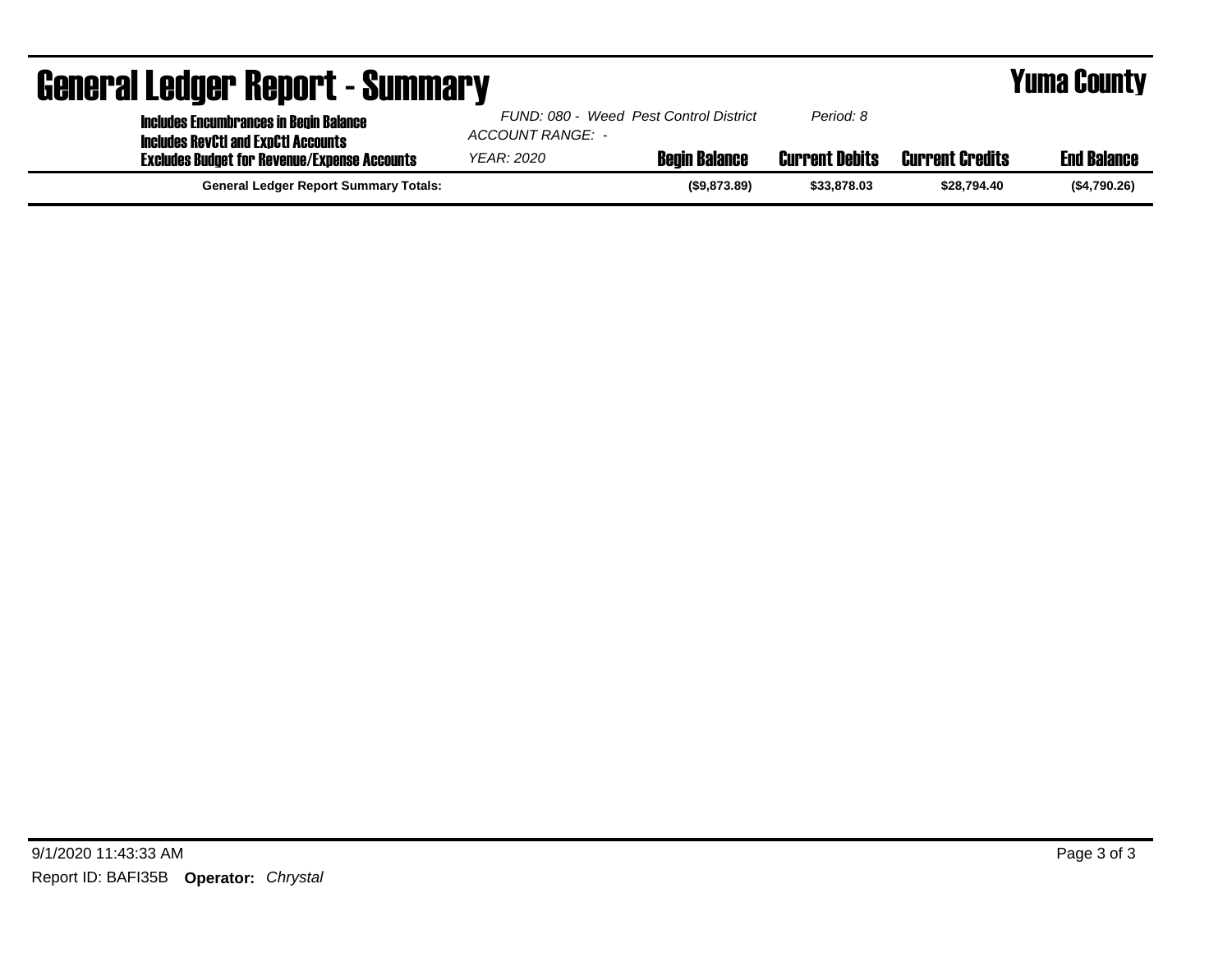# General Ledger Report - Summary

**Yuma County**

Includes Encumbrances in Begin Balance
Includes RevCtl and ExpCtl Accounts
Excludes Budget for Revenue/Expense Accounts

*FUND: 080 - Weed Pest Control District*
*ACCOUNT RANGE: -*
*YEAR: 2020*
*Period: 8*

| | Begin Balance | Current Debits | Current Credits | End Balance |
|---|---|---|---|---|
| **General Ledger Report Summary Totals:** | **($9,873.89)** | **$33,878.03** | **$28,794.40** | **($4,790.26)** |

9/1/2020 11:43:33 AM

Report ID: BAFI35B **Operator:** *Chrystal*